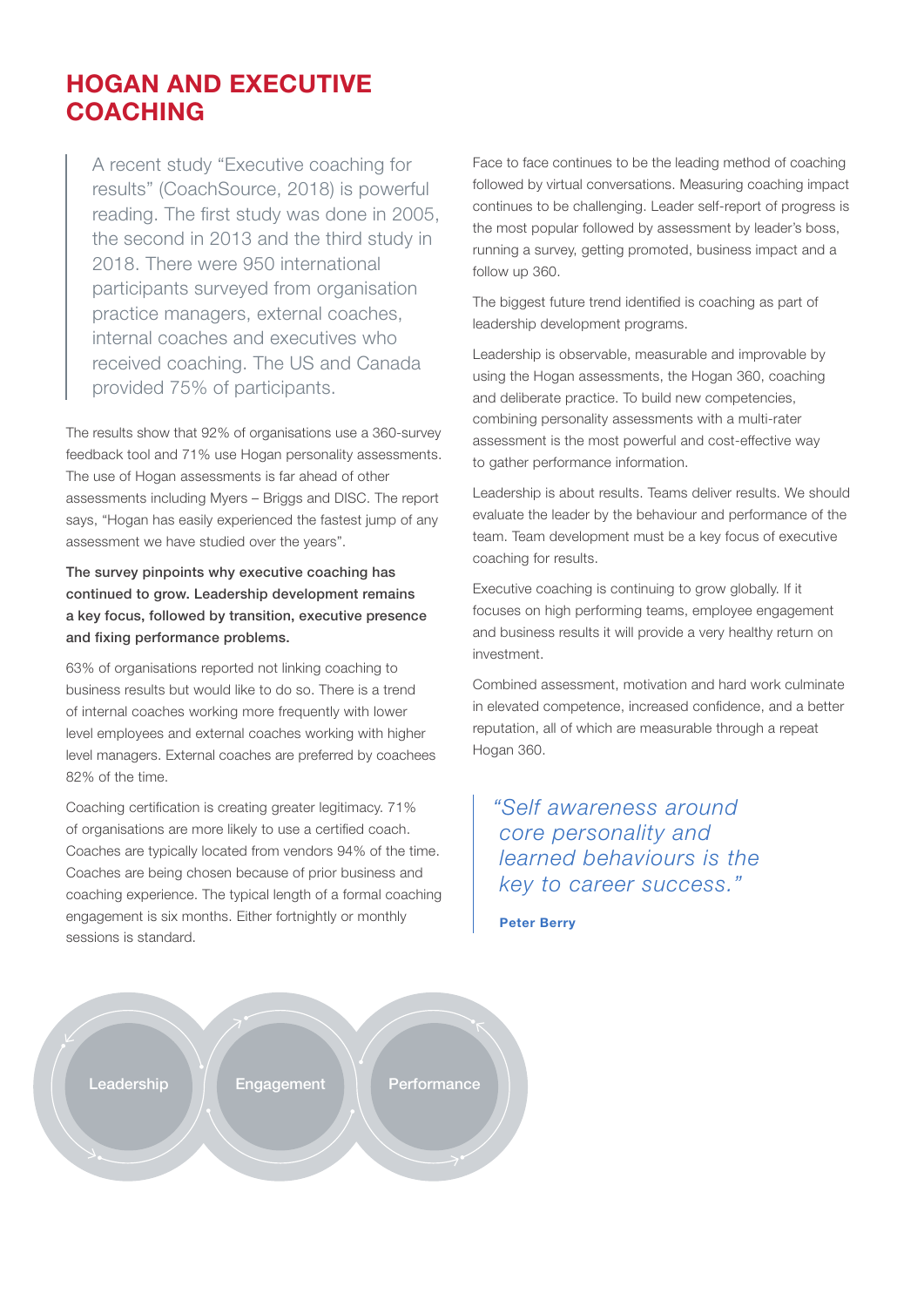# HOGAN AND EXECUTIVE COACHING

> A recent study "Executive coaching for results" (CoachSource, 2018) is powerful reading. The first study was done in 2005, the second in 2013 and the third study in 2018. There were 950 international participants surveyed from organisation practice managers, external coaches, internal coaches and executives who received coaching. The US and Canada provided 75% of participants.

The results show that 92% of organisations use a 360-survey feedback tool and 71% use Hogan personality assessments. The use of Hogan assessments is far ahead of other assessments including Myers – Briggs and DISC. The report says, "Hogan has easily experienced the fastest jump of any assessment we have studied over the years".

**The survey pinpoints why executive coaching has continued to grow. Leadership development remains a key focus, followed by transition, executive presence and fixing performance problems.**

63% of organisations reported not linking coaching to business results but would like to do so. There is a trend of internal coaches working more frequently with lower level employees and external coaches working with higher level managers. External coaches are preferred by coachees 82% of the time.

Coaching certification is creating greater legitimacy. 71% of organisations are more likely to use a certified coach. Coaches are typically located from vendors 94% of the time. Coaches are being chosen because of prior business and coaching experience. The typical length of a formal coaching engagement is six months. Either fortnightly or monthly sessions is standard.

Leadership Engagement Performance

Face to face continues to be the leading method of coaching followed by virtual conversations. Measuring coaching impact continues to be challenging. Leader self-report of progress is the most popular followed by assessment by leader's boss, running a survey, getting promoted, business impact and a follow up 360.

The biggest future trend identified is coaching as part of leadership development programs.

Leadership is observable, measurable and improvable by using the Hogan assessments, the Hogan 360, coaching and deliberate practice. To build new competencies, combining personality assessments with a multi-rater assessment is the most powerful and cost-effective way to gather performance information.

Leadership is about results. Teams deliver results. We should evaluate the leader by the behaviour and performance of the team. Team development must be a key focus of executive coaching for results.

Executive coaching is continuing to grow globally. If it focuses on high performing teams, employee engagement and business results it will provide a very healthy return on investment.

Combined assessment, motivation and hard work culminate in elevated competence, increased confidence, and a better reputation, all of which are measurable through a repeat Hogan 360.

> *"Self awareness around core personality and learned behaviours is the key to career success."*
>
> **Peter Berry**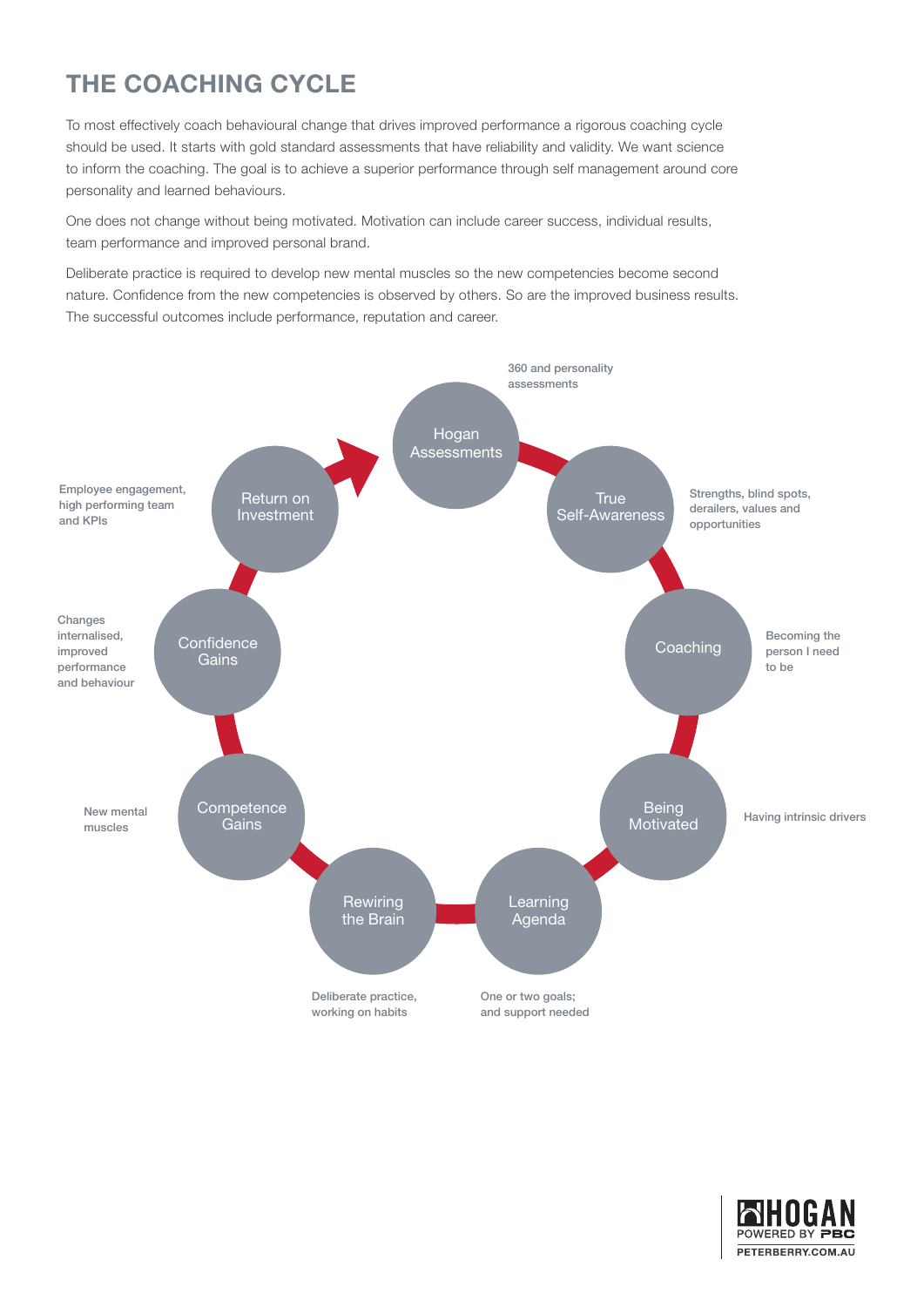# THE COACHING CYCLE

To most effectively coach behavioural change that drives improved performance a rigorous coaching cycle should be used. It starts with gold standard assessments that have reliability and validity. We want science to inform the coaching. The goal is to achieve a superior performance through self management around core personality and learned behaviours.

One does not change without being motivated. Motivation can include career success, individual results, team performance and improved personal brand.

Deliberate practice is required to develop new mental muscles so the new competencies become second nature. Confidence from the new competencies is observed by others. So are the improved business results. The successful outcomes include performance, reputation and career.

Hogan Assessments
360 and personality assessments

True Self-Awareness
Strengths, blind spots, derailers, values and opportunities

Coaching
Becoming the person I need to be

Being Motivated
Having intrinsic drivers

Learning Agenda
One or two goals; and support needed

Rewiring the Brain
Deliberate practice, working on habits

Competence Gains
New mental muscles

Confidence Gains
Changes internalised, improved performance and behaviour

Return on Investment
Employee engagement, high performing team and KPIs